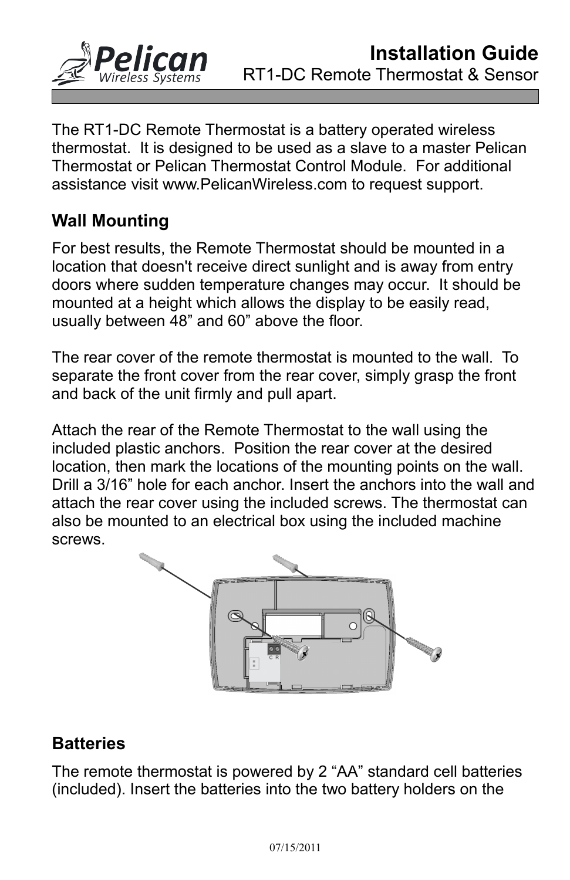# Installation Guide

RT1-DC Remote Thermostat & Sensor

The RT1-DC Remote Thermostat is a battery operated wireless thermostat. It is designed to be used as a slave to a master Pelican Thermostat or Pelican Thermostat Control Module. For additional assistance visit www.PelicanWireless.com to request support.

## Wall Mounting

For best results, the Remote Thermostat should be mounted in a location that doesn't receive direct sunlight and is away from entry doors where sudden temperature changes may occur. It should be mounted at a height which allows the display to be easily read, usually between 48" and 60" above the floor.

The rear cover of the remote thermostat is mounted to the wall. To separate the front cover from the rear cover, simply grasp the front and back of the unit firmly and pull apart.

Attach the rear of the Remote Thermostat to the wall using the included plastic anchors. Position the rear cover at the desired location, then mark the locations of the mounting points on the wall. Drill a 3/16" hole for each anchor. Insert the anchors into the wall and attach the rear cover using the included screws. The thermostat can also be mounted to an electrical box using the included machine screws.

## Batteries

The remote thermostat is powered by 2 "AA" standard cell batteries (included). Insert the batteries into the two battery holders on the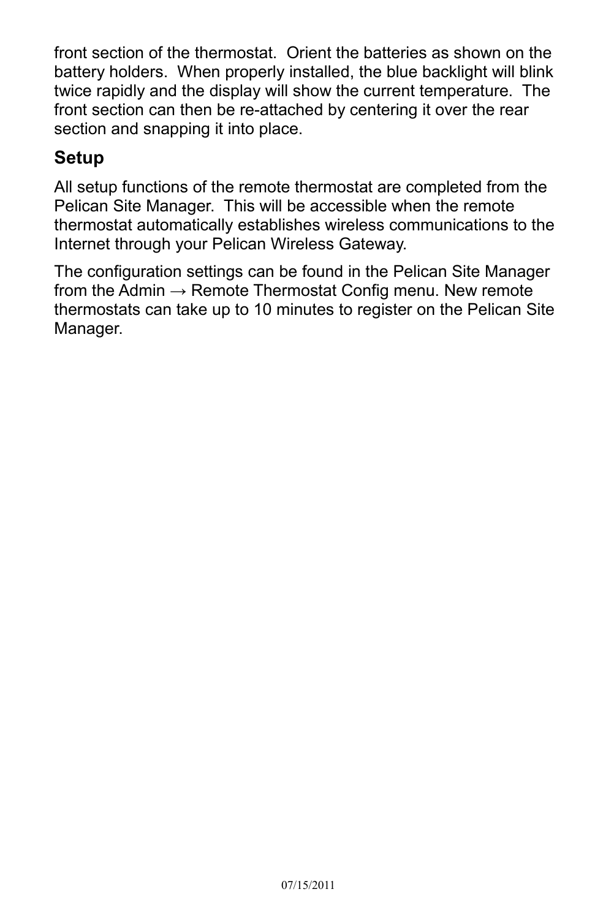front section of the thermostat. Orient the batteries as shown on the battery holders. When properly installed, the blue backlight will blink twice rapidly and the display will show the current temperature. The front section can then be re-attached by centering it over the rear section and snapping it into place.

## Setup

All setup functions of the remote thermostat are completed from the Pelican Site Manager. This will be accessible when the remote thermostat automatically establishes wireless communications to the Internet through your Pelican Wireless Gateway.

The configuration settings can be found in the Pelican Site Manager from the Admin → Remote Thermostat Config menu. New remote thermostats can take up to 10 minutes to register on the Pelican Site Manager.